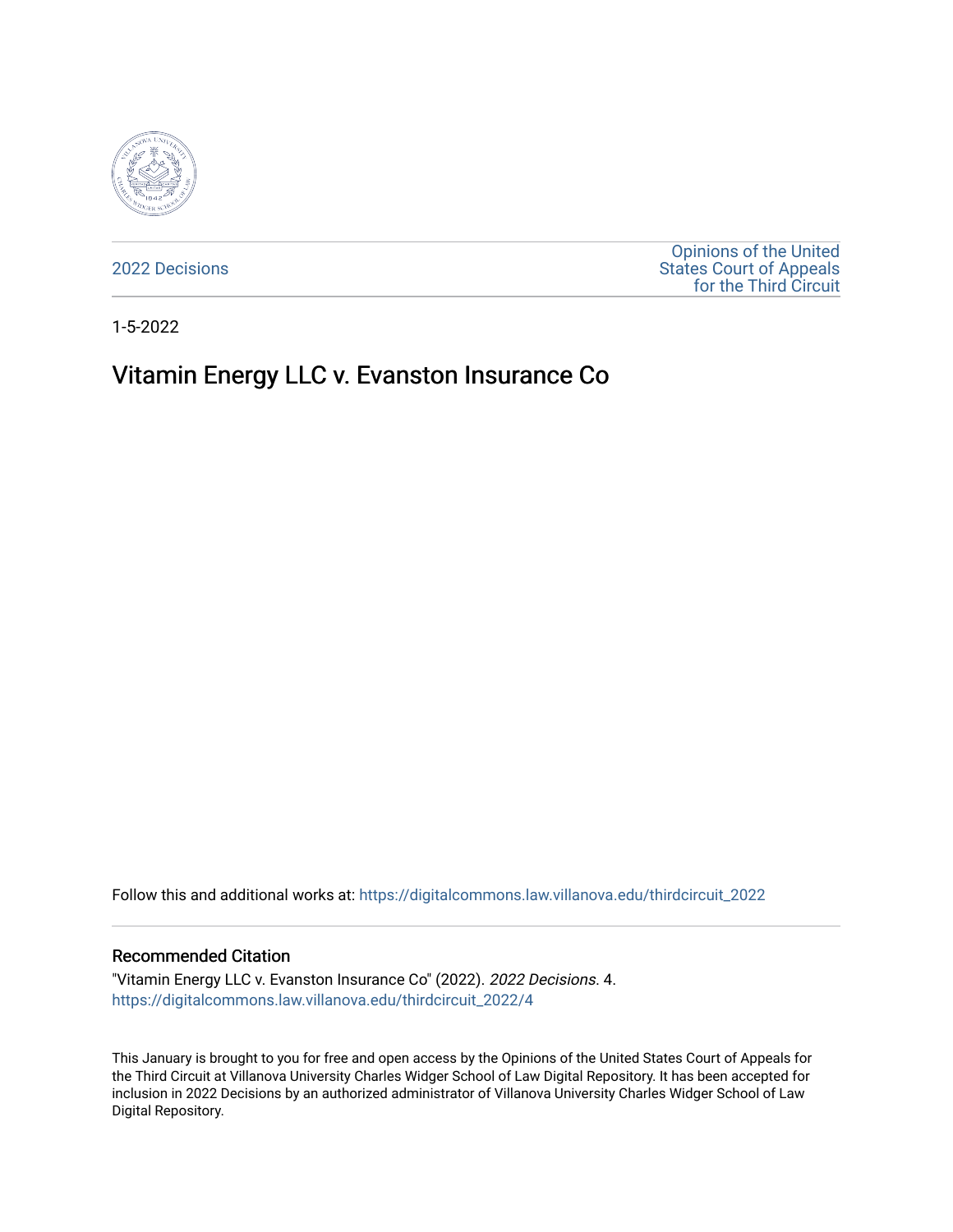2022 Decisions

Opinions of the United States Court of Appeals for the Third Circuit

1-5-2022

# Vitamin Energy LLC v. Evanston Insurance Co

Follow this and additional works at: https://digitalcommons.law.villanova.edu/thirdcircuit_2022

## Recommended Citation

"Vitamin Energy LLC v. Evanston Insurance Co" (2022). *2022 Decisions*. 4.
https://digitalcommons.law.villanova.edu/thirdcircuit_2022/4

This January is brought to you for free and open access by the Opinions of the United States Court of Appeals for the Third Circuit at Villanova University Charles Widger School of Law Digital Repository. It has been accepted for inclusion in 2022 Decisions by an authorized administrator of Villanova University Charles Widger School of Law Digital Repository.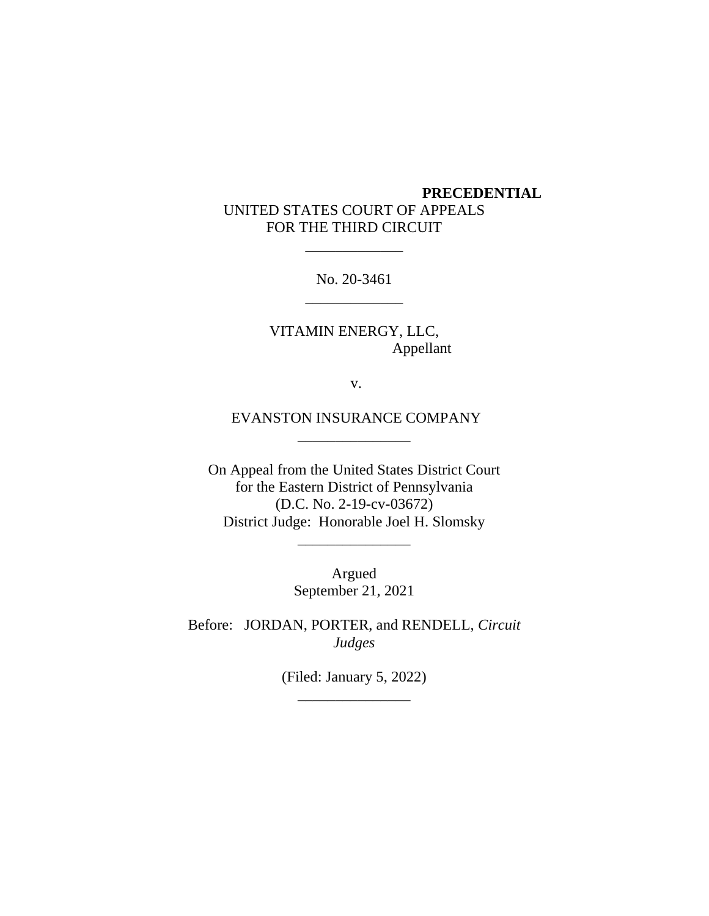**PRECEDENTIAL**

UNITED STATES COURT OF APPEALS
FOR THE THIRD CIRCUIT

\_\_\_\_\_\_\_\_\_\_\_\_\_

No. 20-3461

\_\_\_\_\_\_\_\_\_\_\_\_\_

VITAMIN ENERGY, LLC,
Appellant

v.

EVANSTON INSURANCE COMPANY

\_\_\_\_\_\_\_\_\_\_\_\_\_\_\_

On Appeal from the United States District Court
for the Eastern District of Pennsylvania
(D.C. No. 2-19-cv-03672)
District Judge: Honorable Joel H. Slomsky

\_\_\_\_\_\_\_\_\_\_\_\_\_\_\_

Argued
September 21, 2021

Before: JORDAN, PORTER, and RENDELL, *Circuit Judges*

(Filed: January 5, 2022)

\_\_\_\_\_\_\_\_\_\_\_\_\_\_\_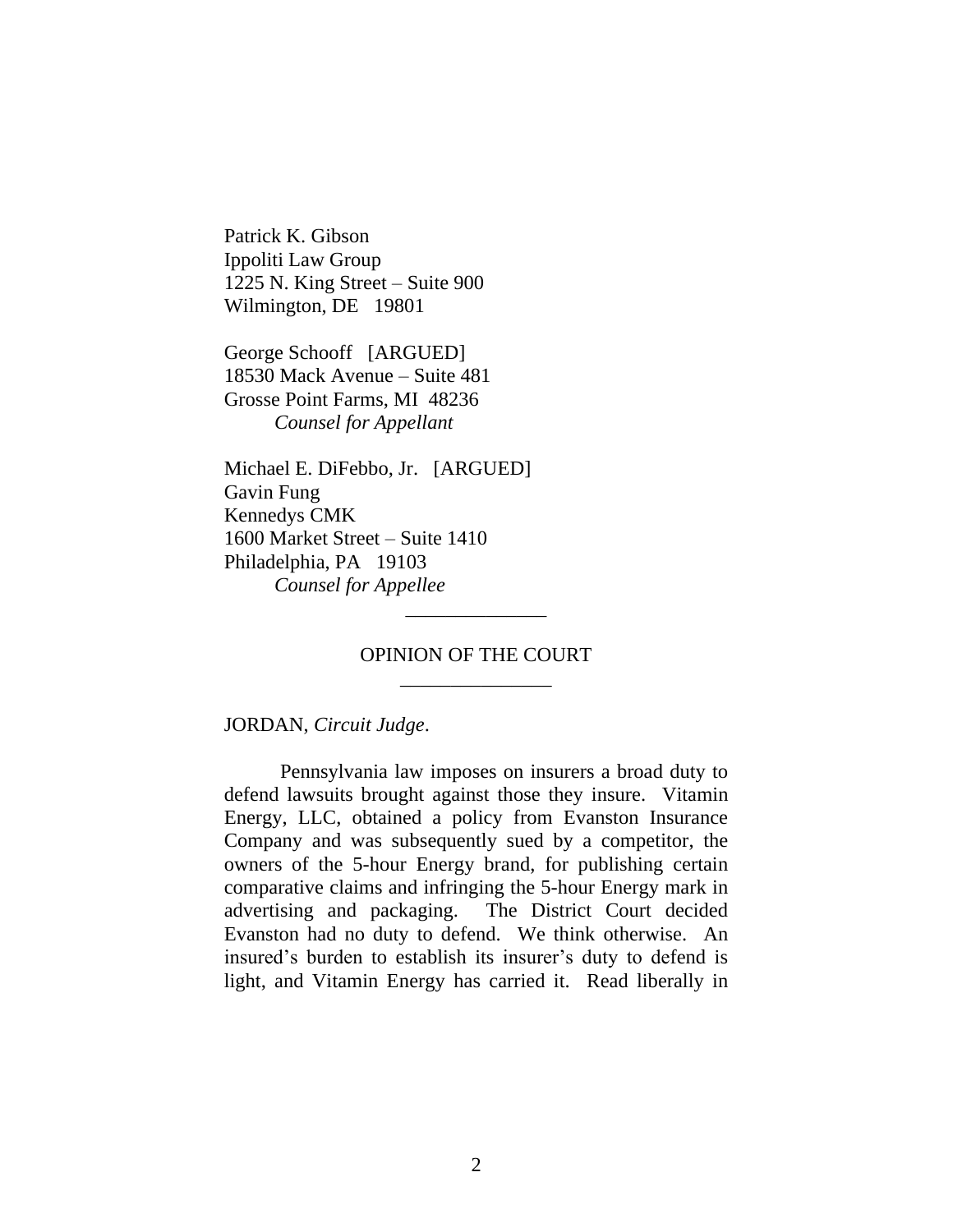Patrick K. Gibson
Ippoliti Law Group
1225 N. King Street – Suite 900
Wilmington, DE 19801

George Schooff [ARGUED]
18530 Mack Avenue – Suite 481
Grosse Point Farms, MI 48236
*Counsel for Appellant*

Michael E. DiFebbo, Jr. [ARGUED]
Gavin Fung
Kennedys CMK
1600 Market Street – Suite 1410
Philadelphia, PA 19103
*Counsel for Appellee*

---

OPINION OF THE COURT

---

JORDAN, *Circuit Judge*.

Pennsylvania law imposes on insurers a broad duty to defend lawsuits brought against those they insure. Vitamin Energy, LLC, obtained a policy from Evanston Insurance Company and was subsequently sued by a competitor, the owners of the 5-hour Energy brand, for publishing certain comparative claims and infringing the 5-hour Energy mark in advertising and packaging. The District Court decided Evanston had no duty to defend. We think otherwise. An insured's burden to establish its insurer's duty to defend is light, and Vitamin Energy has carried it. Read liberally in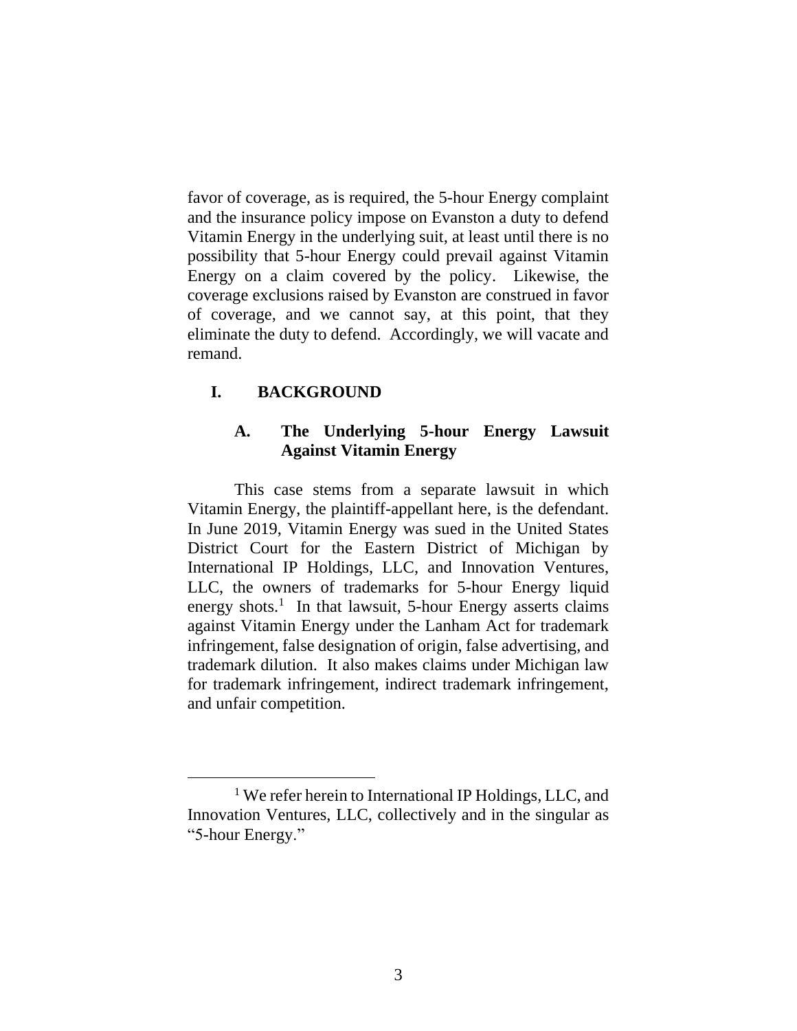favor of coverage, as is required, the 5-hour Energy complaint and the insurance policy impose on Evanston a duty to defend Vitamin Energy in the underlying suit, at least until there is no possibility that 5-hour Energy could prevail against Vitamin Energy on a claim covered by the policy. Likewise, the coverage exclusions raised by Evanston are construed in favor of coverage, and we cannot say, at this point, that they eliminate the duty to defend. Accordingly, we will vacate and remand.

## I. BACKGROUND

### A. The Underlying 5-hour Energy Lawsuit Against Vitamin Energy

This case stems from a separate lawsuit in which Vitamin Energy, the plaintiff-appellant here, is the defendant. In June 2019, Vitamin Energy was sued in the United States District Court for the Eastern District of Michigan by International IP Holdings, LLC, and Innovation Ventures, LLC, the owners of trademarks for 5-hour Energy liquid energy shots.[1] In that lawsuit, 5-hour Energy asserts claims against Vitamin Energy under the Lanham Act for trademark infringement, false designation of origin, false advertising, and trademark dilution. It also makes claims under Michigan law for trademark infringement, indirect trademark infringement, and unfair competition.

[1] We refer herein to International IP Holdings, LLC, and Innovation Ventures, LLC, collectively and in the singular as "5-hour Energy."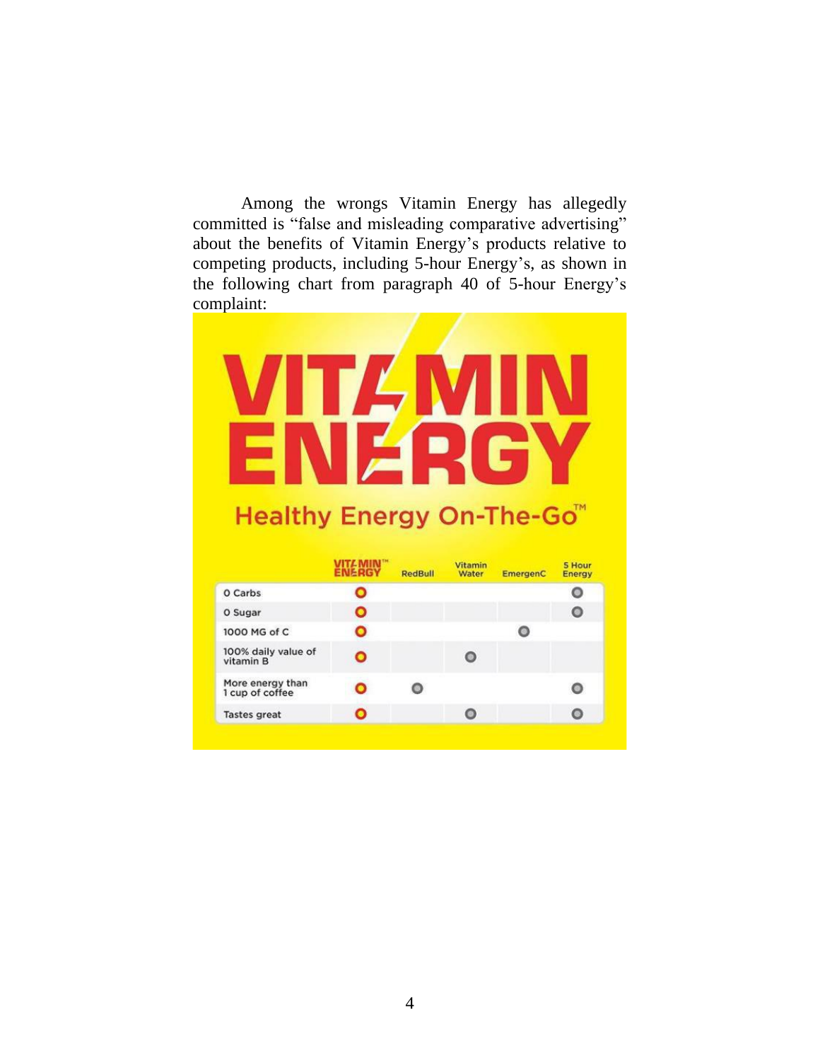Among the wrongs Vitamin Energy has allegedly committed is "false and misleading comparative advertising" about the benefits of Vitamin Energy's products relative to competing products, including 5-hour Energy's, as shown in the following chart from paragraph 40 of 5-hour Energy's complaint:

**VITAMIN ENERGY**

**Healthy Energy On-The-Go™**

| | VITAMIN™ ENERGY | RedBull | Vitamin Water | EmergenC | 5 Hour Energy |
|---|---|---|---|---|---|
| 0 Carbs | ● | | | | ● |
| 0 Sugar | ● | | | | ● |
| 1000 MG of C | ● | | | ● | |
| 100% daily value of vitamin B | ● | | ● | | |
| More energy than 1 cup of coffee | ● | ● | | | ● |
| Tastes great | ● | | ● | | ● |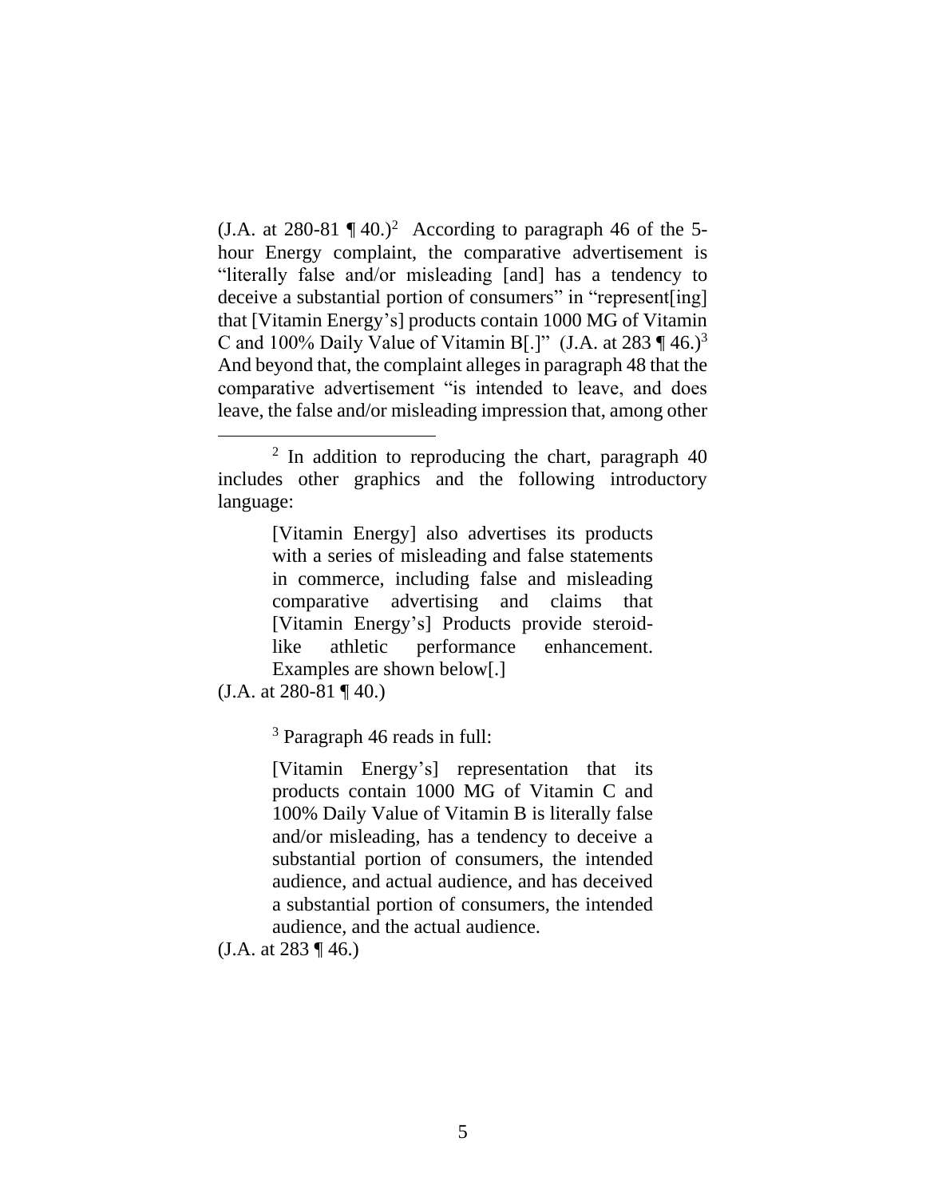(J.A. at 280-81 ¶ 40.)[2] According to paragraph 46 of the 5-hour Energy complaint, the comparative advertisement is "literally false and/or misleading [and] has a tendency to deceive a substantial portion of consumers" in "represent[ing] that [Vitamin Energy's] products contain 1000 MG of Vitamin C and 100% Daily Value of Vitamin B[.]" (J.A. at 283 ¶ 46.)[3] And beyond that, the complaint alleges in paragraph 48 that the comparative advertisement "is intended to leave, and does leave, the false and/or misleading impression that, among other

---

[2] In addition to reproducing the chart, paragraph 40 includes other graphics and the following introductory language:

> [Vitamin Energy] also advertises its products with a series of misleading and false statements in commerce, including false and misleading comparative advertising and claims that [Vitamin Energy's] Products provide steroid-like athletic performance enhancement. Examples are shown below[.]

(J.A. at 280-81 ¶ 40.)

[3] Paragraph 46 reads in full:

> [Vitamin Energy's] representation that its products contain 1000 MG of Vitamin C and 100% Daily Value of Vitamin B is literally false and/or misleading, has a tendency to deceive a substantial portion of consumers, the intended audience, and actual audience, and has deceived a substantial portion of consumers, the intended audience, and the actual audience.

(J.A. at 283 ¶ 46.)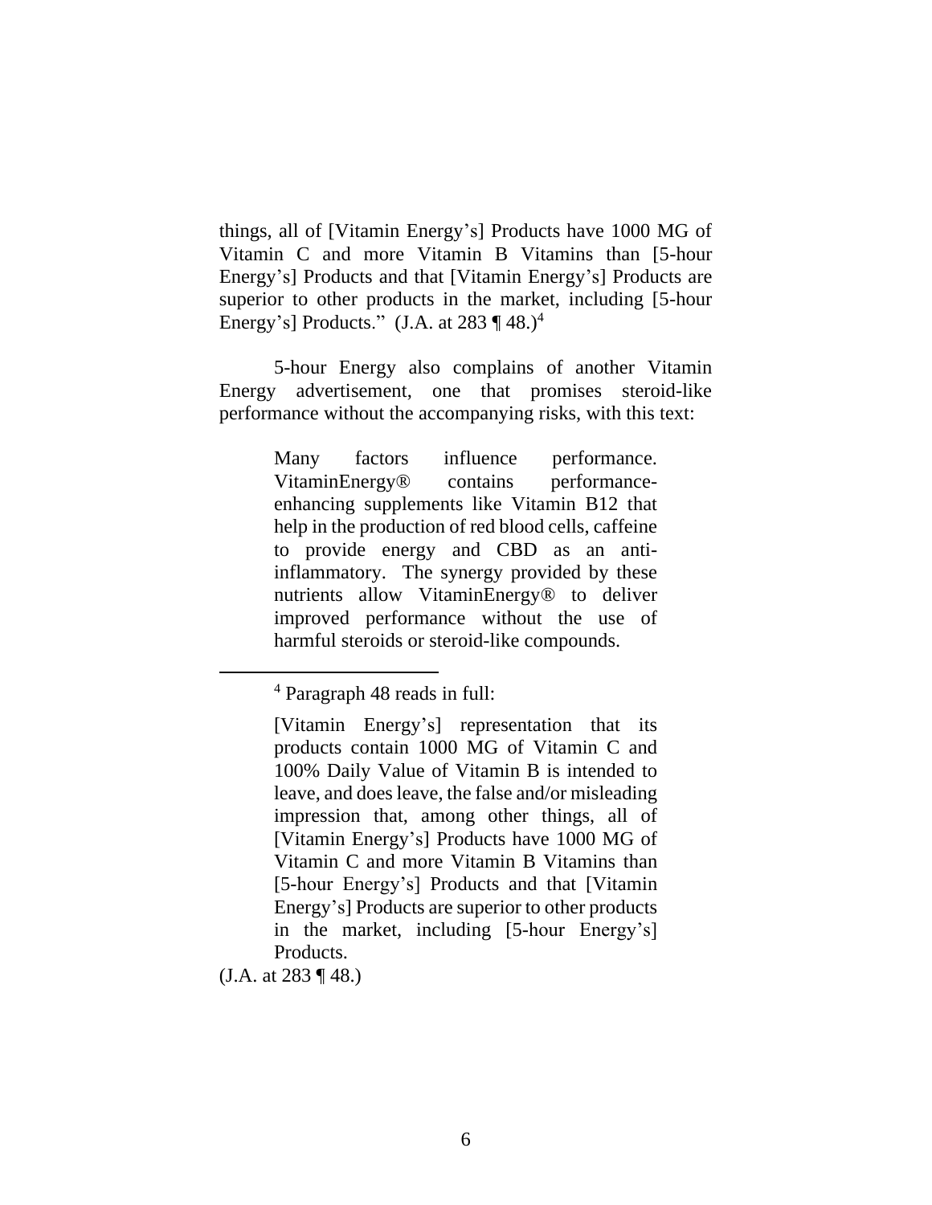things, all of [Vitamin Energy's] Products have 1000 MG of Vitamin C and more Vitamin B Vitamins than [5-hour Energy's] Products and that [Vitamin Energy's] Products are superior to other products in the market, including [5-hour Energy's] Products." (J.A. at 283 ¶ 48.)[4]

5-hour Energy also complains of another Vitamin Energy advertisement, one that promises steroid-like performance without the accompanying risks, with this text:

> Many factors influence performance. VitaminEnergy® contains performance-enhancing supplements like Vitamin B12 that help in the production of red blood cells, caffeine to provide energy and CBD as an anti-inflammatory. The synergy provided by these nutrients allow VitaminEnergy® to deliver improved performance without the use of harmful steroids or steroid-like compounds.

---

[4] Paragraph 48 reads in full:

> [Vitamin Energy's] representation that its products contain 1000 MG of Vitamin C and 100% Daily Value of Vitamin B is intended to leave, and does leave, the false and/or misleading impression that, among other things, all of [Vitamin Energy's] Products have 1000 MG of Vitamin C and more Vitamin B Vitamins than [5-hour Energy's] Products and that [Vitamin Energy's] Products are superior to other products in the market, including [5-hour Energy's] Products.

(J.A. at 283 ¶ 48.)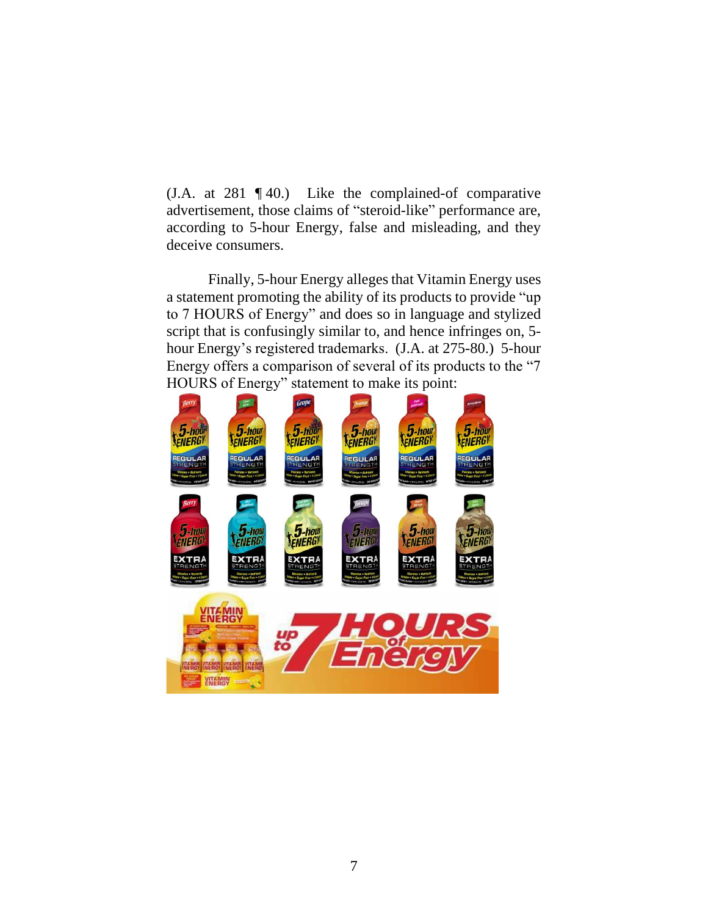(J.A. at 281 ¶ 40.) Like the complained-of comparative advertisement, those claims of "steroid-like" performance are, according to 5-hour Energy, false and misleading, and they deceive consumers.

Finally, 5-hour Energy alleges that Vitamin Energy uses a statement promoting the ability of its products to provide "up to 7 HOURS of Energy" and does so in language and stylized script that is confusingly similar to, and hence infringes on, 5-hour Energy's registered trademarks. (J.A. at 275-80.) 5-hour Energy offers a comparison of several of its products to the "7 HOURS of Energy" statement to make its point: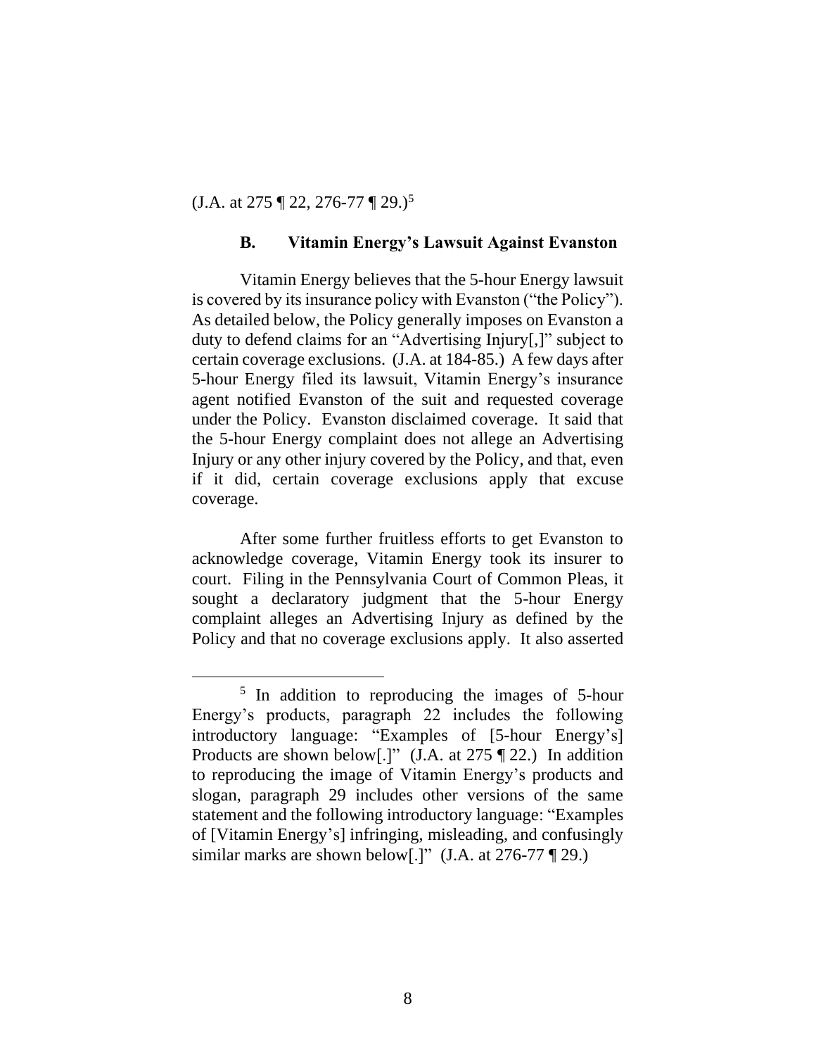(J.A. at 275 ¶ 22, 276-77 ¶ 29.)[5]

### B. Vitamin Energy's Lawsuit Against Evanston

Vitamin Energy believes that the 5-hour Energy lawsuit is covered by its insurance policy with Evanston ("the Policy"). As detailed below, the Policy generally imposes on Evanston a duty to defend claims for an "Advertising Injury[,]" subject to certain coverage exclusions. (J.A. at 184-85.) A few days after 5-hour Energy filed its lawsuit, Vitamin Energy's insurance agent notified Evanston of the suit and requested coverage under the Policy. Evanston disclaimed coverage. It said that the 5-hour Energy complaint does not allege an Advertising Injury or any other injury covered by the Policy, and that, even if it did, certain coverage exclusions apply that excuse coverage.

After some further fruitless efforts to get Evanston to acknowledge coverage, Vitamin Energy took its insurer to court. Filing in the Pennsylvania Court of Common Pleas, it sought a declaratory judgment that the 5-hour Energy complaint alleges an Advertising Injury as defined by the Policy and that no coverage exclusions apply. It also asserted

[5] In addition to reproducing the images of 5-hour Energy's products, paragraph 22 includes the following introductory language: "Examples of [5-hour Energy's] Products are shown below[.]" (J.A. at 275 ¶ 22.) In addition to reproducing the image of Vitamin Energy's products and slogan, paragraph 29 includes other versions of the same statement and the following introductory language: "Examples of [Vitamin Energy's] infringing, misleading, and confusingly similar marks are shown below[.]" (J.A. at 276-77 ¶ 29.)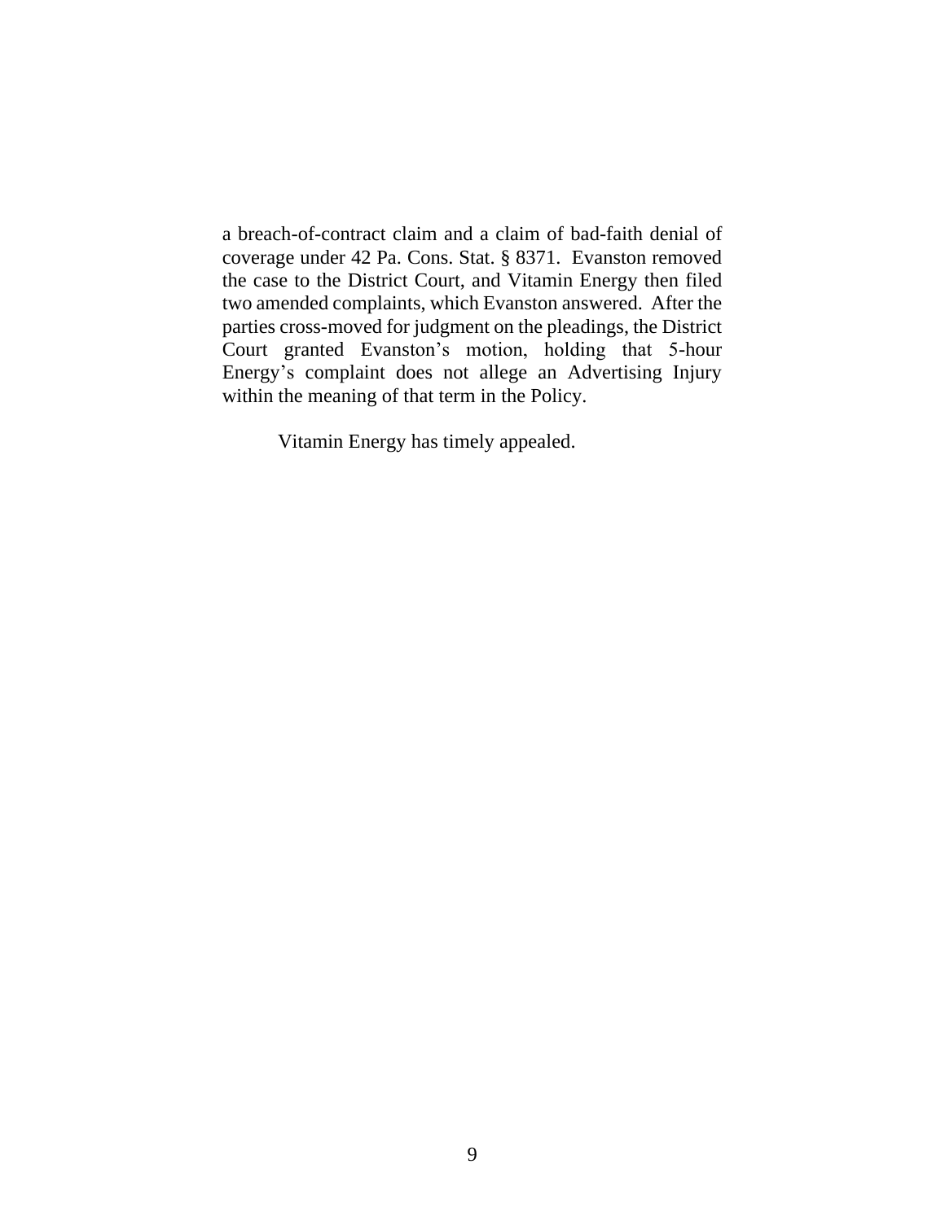a breach-of-contract claim and a claim of bad-faith denial of coverage under 42 Pa. Cons. Stat. § 8371. Evanston removed the case to the District Court, and Vitamin Energy then filed two amended complaints, which Evanston answered. After the parties cross-moved for judgment on the pleadings, the District Court granted Evanston's motion, holding that 5-hour Energy's complaint does not allege an Advertising Injury within the meaning of that term in the Policy.

Vitamin Energy has timely appealed.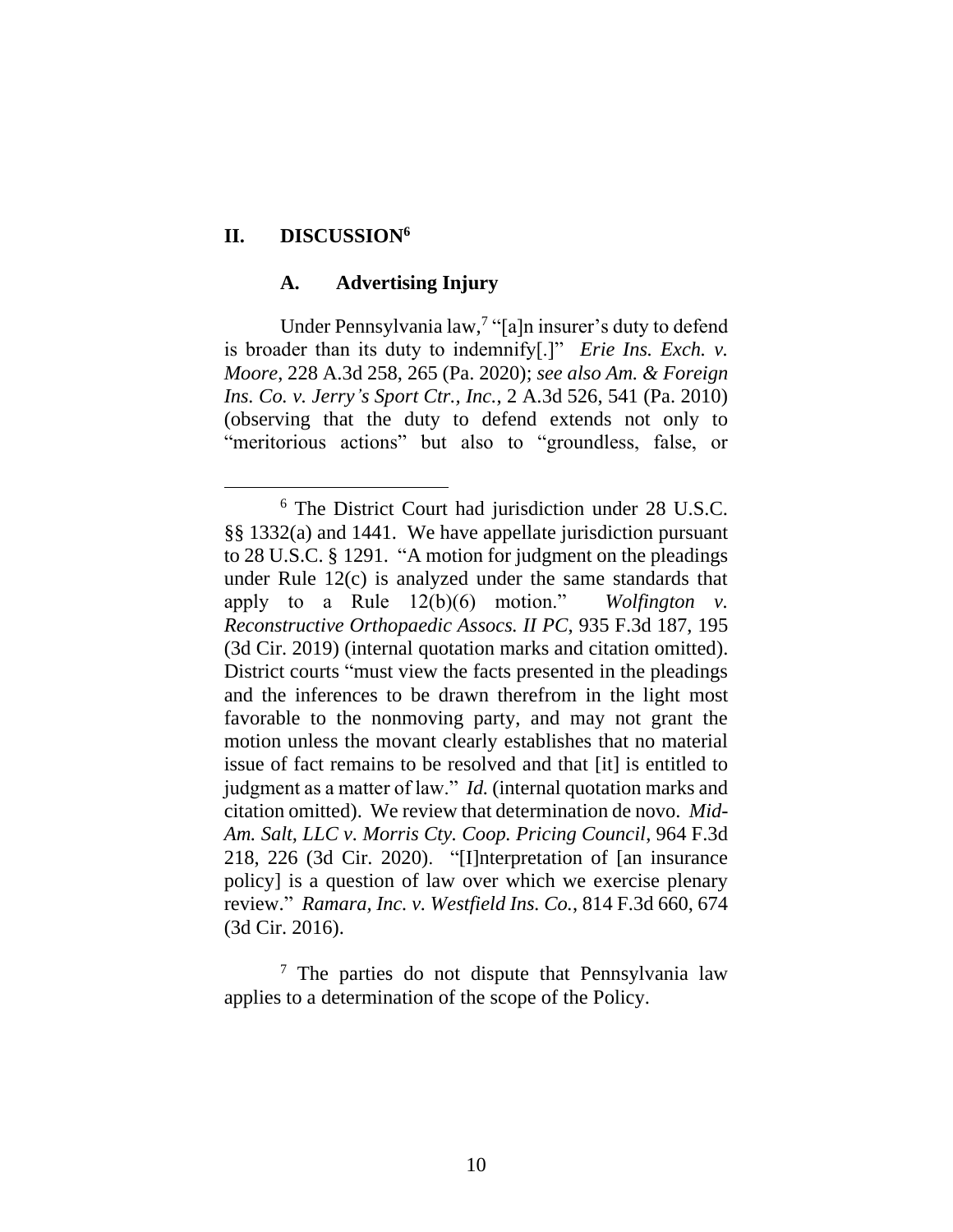## II. DISCUSSION[6]

### A. Advertising Injury

Under Pennsylvania law,[7] "[a]n insurer's duty to defend is broader than its duty to indemnify[.]" *Erie Ins. Exch. v. Moore*, 228 A.3d 258, 265 (Pa. 2020); *see also Am. & Foreign Ins. Co. v. Jerry's Sport Ctr., Inc.*, 2 A.3d 526, 541 (Pa. 2010) (observing that the duty to defend extends not only to "meritorious actions" but also to "groundless, false, or

---

[6] The District Court had jurisdiction under 28 U.S.C. §§ 1332(a) and 1441. We have appellate jurisdiction pursuant to 28 U.S.C. § 1291. "A motion for judgment on the pleadings under Rule 12(c) is analyzed under the same standards that apply to a Rule 12(b)(6) motion." *Wolfington v. Reconstructive Orthopaedic Assocs. II PC*, 935 F.3d 187, 195 (3d Cir. 2019) (internal quotation marks and citation omitted). District courts "must view the facts presented in the pleadings and the inferences to be drawn therefrom in the light most favorable to the nonmoving party, and may not grant the motion unless the movant clearly establishes that no material issue of fact remains to be resolved and that [it] is entitled to judgment as a matter of law." *Id.* (internal quotation marks and citation omitted). We review that determination de novo. *Mid-Am. Salt, LLC v. Morris Cty. Coop. Pricing Council*, 964 F.3d 218, 226 (3d Cir. 2020). "[I]nterpretation of [an insurance policy] is a question of law over which we exercise plenary review." *Ramara, Inc. v. Westfield Ins. Co.*, 814 F.3d 660, 674 (3d Cir. 2016).

[7] The parties do not dispute that Pennsylvania law applies to a determination of the scope of the Policy.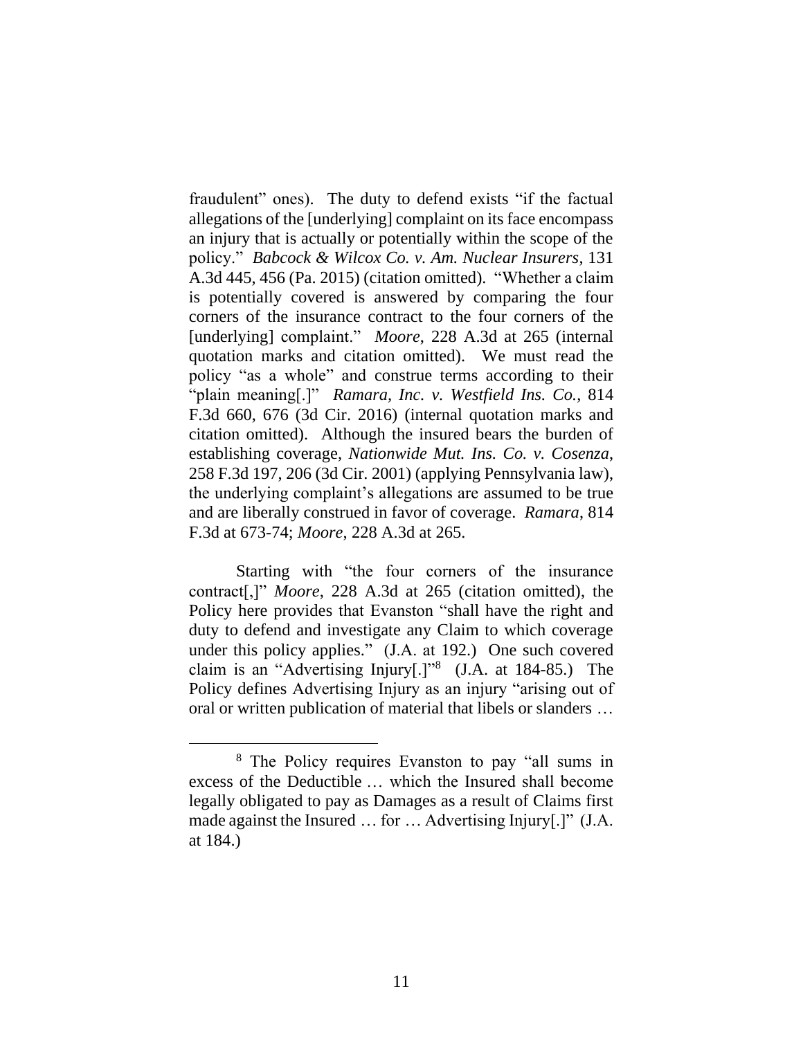fraudulent" ones). The duty to defend exists "if the factual allegations of the [underlying] complaint on its face encompass an injury that is actually or potentially within the scope of the policy." *Babcock & Wilcox Co. v. Am. Nuclear Insurers*, 131 A.3d 445, 456 (Pa. 2015) (citation omitted). "Whether a claim is potentially covered is answered by comparing the four corners of the insurance contract to the four corners of the [underlying] complaint." *Moore*, 228 A.3d at 265 (internal quotation marks and citation omitted). We must read the policy "as a whole" and construe terms according to their "plain meaning[.]" *Ramara, Inc. v. Westfield Ins. Co.*, 814 F.3d 660, 676 (3d Cir. 2016) (internal quotation marks and citation omitted). Although the insured bears the burden of establishing coverage, *Nationwide Mut. Ins. Co. v. Cosenza*, 258 F.3d 197, 206 (3d Cir. 2001) (applying Pennsylvania law), the underlying complaint's allegations are assumed to be true and are liberally construed in favor of coverage. *Ramara*, 814 F.3d at 673-74; *Moore*, 228 A.3d at 265.

Starting with "the four corners of the insurance contract[,]" *Moore*, 228 A.3d at 265 (citation omitted), the Policy here provides that Evanston "shall have the right and duty to defend and investigate any Claim to which coverage under this policy applies." (J.A. at 192.) One such covered claim is an "Advertising Injury[.]"[8] (J.A. at 184-85.) The Policy defines Advertising Injury as an injury "arising out of oral or written publication of material that libels or slanders …

[8] The Policy requires Evanston to pay "all sums in excess of the Deductible … which the Insured shall become legally obligated to pay as Damages as a result of Claims first made against the Insured … for … Advertising Injury[.]" (J.A. at 184.)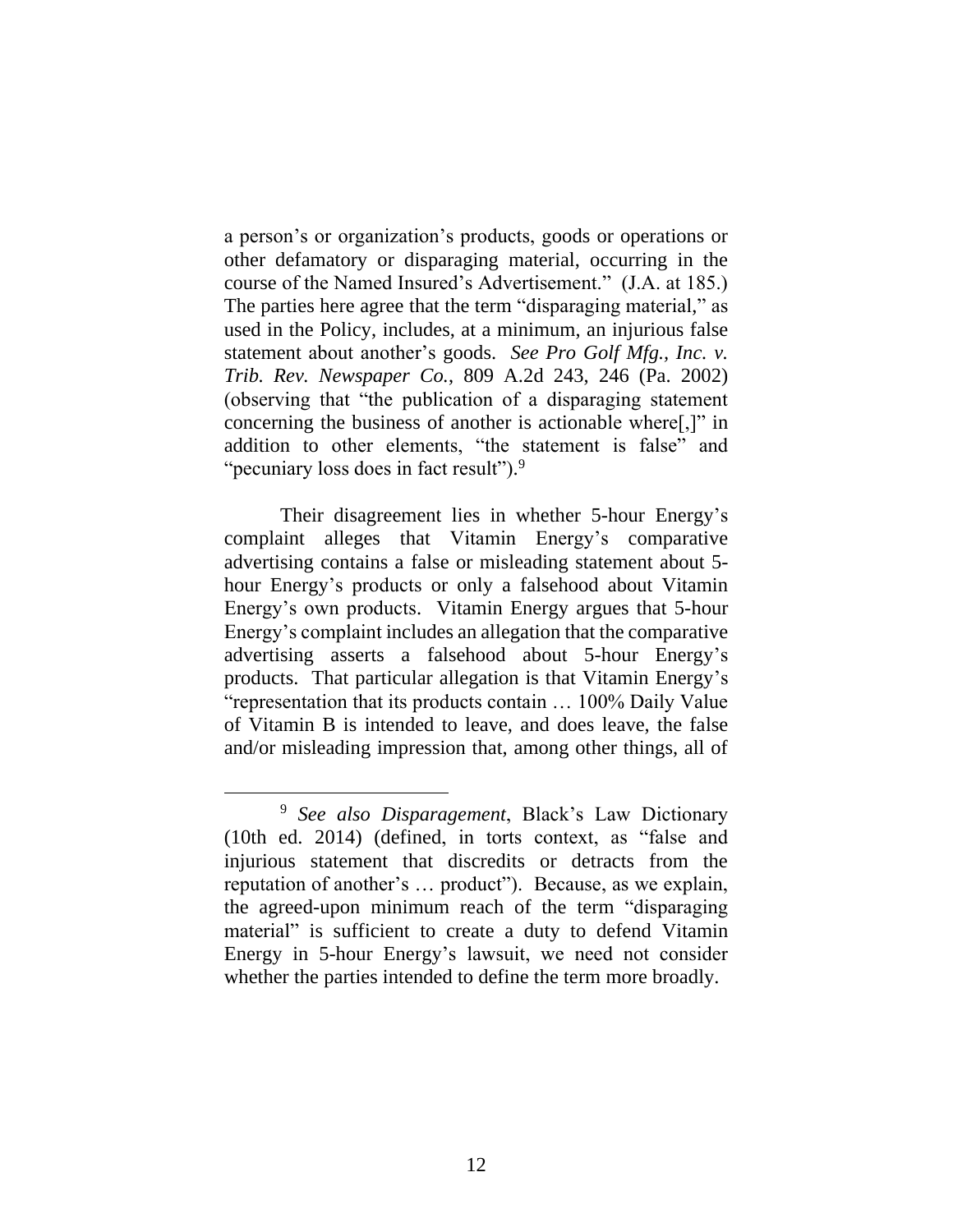a person's or organization's products, goods or operations or other defamatory or disparaging material, occurring in the course of the Named Insured's Advertisement." (J.A. at 185.) The parties here agree that the term "disparaging material," as used in the Policy, includes, at a minimum, an injurious false statement about another's goods. *See Pro Golf Mfg., Inc. v. Trib. Rev. Newspaper Co.*, 809 A.2d 243, 246 (Pa. 2002) (observing that "the publication of a disparaging statement concerning the business of another is actionable where[,]" in addition to other elements, "the statement is false" and "pecuniary loss does in fact result").[9]

Their disagreement lies in whether 5-hour Energy's complaint alleges that Vitamin Energy's comparative advertising contains a false or misleading statement about 5-hour Energy's products or only a falsehood about Vitamin Energy's own products. Vitamin Energy argues that 5-hour Energy's complaint includes an allegation that the comparative advertising asserts a falsehood about 5-hour Energy's products. That particular allegation is that Vitamin Energy's "representation that its products contain … 100% Daily Value of Vitamin B is intended to leave, and does leave, the false and/or misleading impression that, among other things, all of

[9] *See also Disparagement*, Black's Law Dictionary (10th ed. 2014) (defined, in torts context, as "false and injurious statement that discredits or detracts from the reputation of another's … product"). Because, as we explain, the agreed-upon minimum reach of the term "disparaging material" is sufficient to create a duty to defend Vitamin Energy in 5-hour Energy's lawsuit, we need not consider whether the parties intended to define the term more broadly.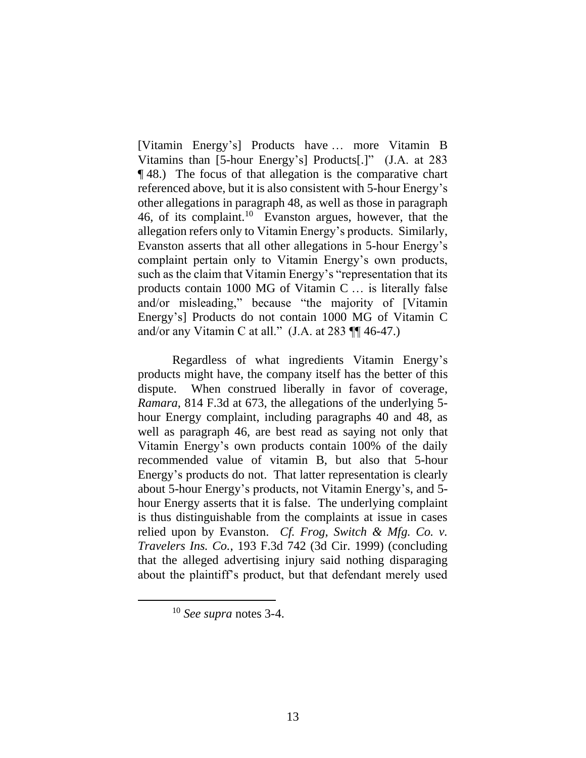[Vitamin Energy's] Products have … more Vitamin B Vitamins than [5-hour Energy's] Products[.]" (J.A. at 283 ¶ 48.) The focus of that allegation is the comparative chart referenced above, but it is also consistent with 5-hour Energy's other allegations in paragraph 48, as well as those in paragraph 46, of its complaint.[10] Evanston argues, however, that the allegation refers only to Vitamin Energy's products. Similarly, Evanston asserts that all other allegations in 5-hour Energy's complaint pertain only to Vitamin Energy's own products, such as the claim that Vitamin Energy's "representation that its products contain 1000 MG of Vitamin C … is literally false and/or misleading," because "the majority of [Vitamin Energy's] Products do not contain 1000 MG of Vitamin C and/or any Vitamin C at all." (J.A. at 283 ¶¶ 46-47.)

Regardless of what ingredients Vitamin Energy's products might have, the company itself has the better of this dispute. When construed liberally in favor of coverage, *Ramara*, 814 F.3d at 673, the allegations of the underlying 5-hour Energy complaint, including paragraphs 40 and 48, as well as paragraph 46, are best read as saying not only that Vitamin Energy's own products contain 100% of the daily recommended value of vitamin B, but also that 5-hour Energy's products do not. That latter representation is clearly about 5-hour Energy's products, not Vitamin Energy's, and 5-hour Energy asserts that it is false. The underlying complaint is thus distinguishable from the complaints at issue in cases relied upon by Evanston. *Cf. Frog, Switch & Mfg. Co. v. Travelers Ins. Co.*, 193 F.3d 742 (3d Cir. 1999) (concluding that the alleged advertising injury said nothing disparaging about the plaintiff's product, but that defendant merely used

[10] *See supra* notes 3-4.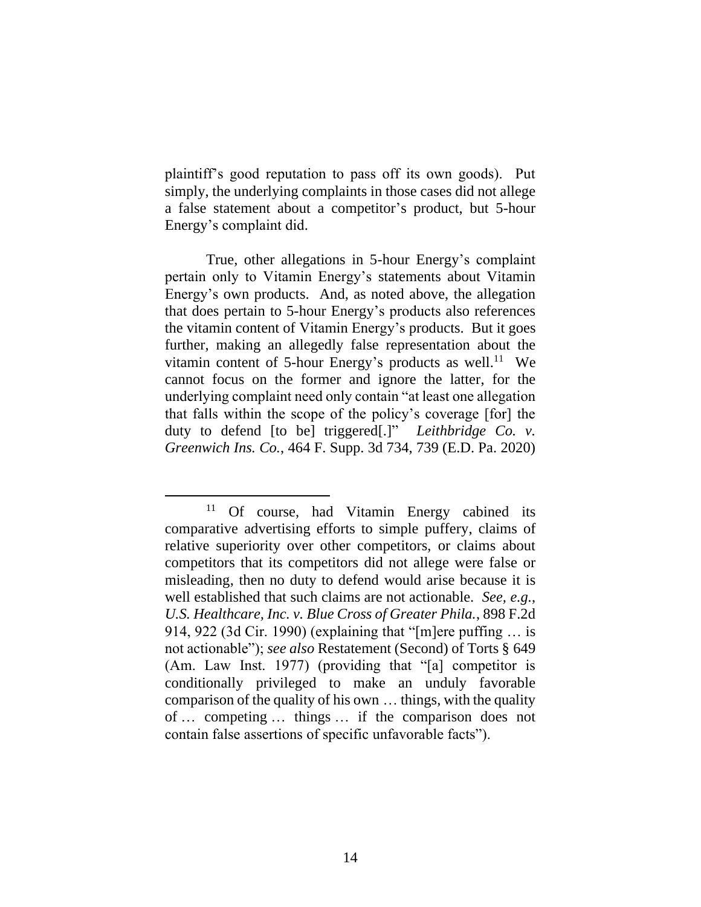plaintiff's good reputation to pass off its own goods). Put simply, the underlying complaints in those cases did not allege a false statement about a competitor's product, but 5-hour Energy's complaint did.

True, other allegations in 5-hour Energy's complaint pertain only to Vitamin Energy's statements about Vitamin Energy's own products. And, as noted above, the allegation that does pertain to 5-hour Energy's products also references the vitamin content of Vitamin Energy's products. But it goes further, making an allegedly false representation about the vitamin content of 5-hour Energy's products as well.[11] We cannot focus on the former and ignore the latter, for the underlying complaint need only contain "at least one allegation that falls within the scope of the policy's coverage [for] the duty to defend [to be] triggered[.]" *Leithbridge Co. v. Greenwich Ins. Co.*, 464 F. Supp. 3d 734, 739 (E.D. Pa. 2020)

[11] Of course, had Vitamin Energy cabined its comparative advertising efforts to simple puffery, claims of relative superiority over other competitors, or claims about competitors that its competitors did not allege were false or misleading, then no duty to defend would arise because it is well established that such claims are not actionable. *See, e.g.*, *U.S. Healthcare, Inc. v. Blue Cross of Greater Phila.*, 898 F.2d 914, 922 (3d Cir. 1990) (explaining that "[m]ere puffing … is not actionable"); *see also* Restatement (Second) of Torts § 649 (Am. Law Inst. 1977) (providing that "[a] competitor is conditionally privileged to make an unduly favorable comparison of the quality of his own … things, with the quality of … competing … things … if the comparison does not contain false assertions of specific unfavorable facts").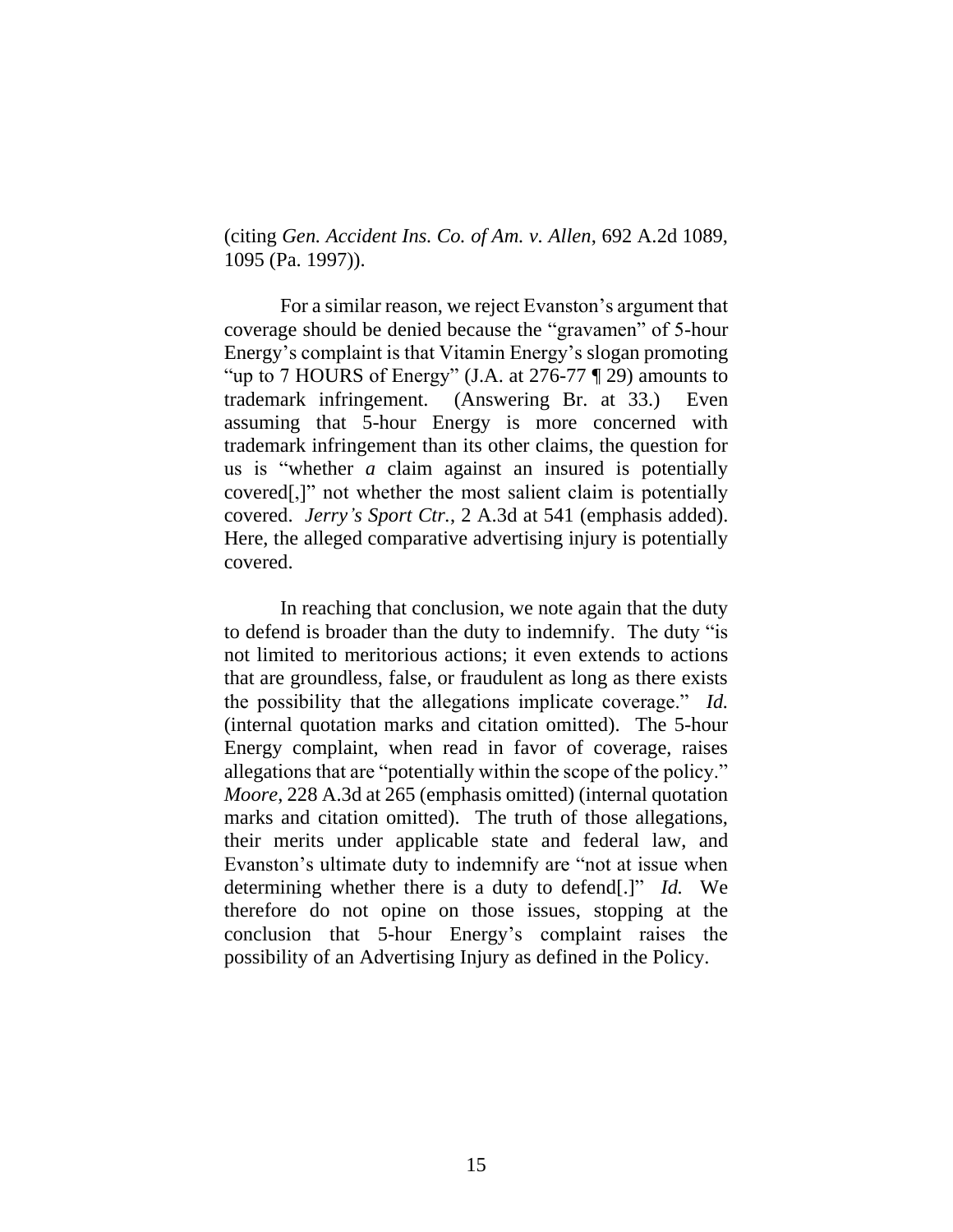(citing *Gen. Accident Ins. Co. of Am. v. Allen*, 692 A.2d 1089, 1095 (Pa. 1997)).

For a similar reason, we reject Evanston's argument that coverage should be denied because the "gravamen" of 5-hour Energy's complaint is that Vitamin Energy's slogan promoting "up to 7 HOURS of Energy" (J.A. at 276-77 ¶ 29) amounts to trademark infringement. (Answering Br. at 33.) Even assuming that 5-hour Energy is more concerned with trademark infringement than its other claims, the question for us is "whether *a* claim against an insured is potentially covered[,]" not whether the most salient claim is potentially covered. *Jerry's Sport Ctr.*, 2 A.3d at 541 (emphasis added). Here, the alleged comparative advertising injury is potentially covered.

In reaching that conclusion, we note again that the duty to defend is broader than the duty to indemnify. The duty "is not limited to meritorious actions; it even extends to actions that are groundless, false, or fraudulent as long as there exists the possibility that the allegations implicate coverage." *Id.* (internal quotation marks and citation omitted). The 5-hour Energy complaint, when read in favor of coverage, raises allegations that are "potentially within the scope of the policy." *Moore*, 228 A.3d at 265 (emphasis omitted) (internal quotation marks and citation omitted). The truth of those allegations, their merits under applicable state and federal law, and Evanston's ultimate duty to indemnify are "not at issue when determining whether there is a duty to defend[.]" *Id.* We therefore do not opine on those issues, stopping at the conclusion that 5-hour Energy's complaint raises the possibility of an Advertising Injury as defined in the Policy.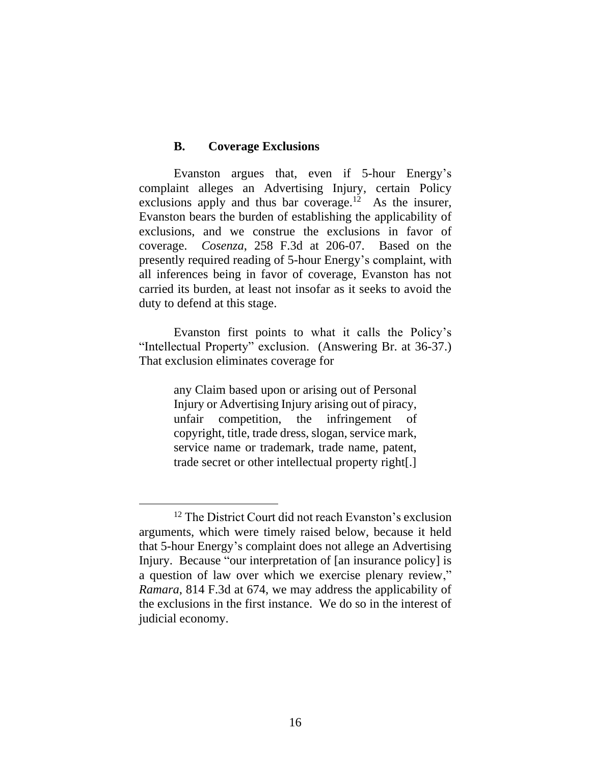### B. Coverage Exclusions

Evanston argues that, even if 5-hour Energy's complaint alleges an Advertising Injury, certain Policy exclusions apply and thus bar coverage.[12] As the insurer, Evanston bears the burden of establishing the applicability of exclusions, and we construe the exclusions in favor of coverage. *Cosenza*, 258 F.3d at 206-07. Based on the presently required reading of 5-hour Energy's complaint, with all inferences being in favor of coverage, Evanston has not carried its burden, at least not insofar as it seeks to avoid the duty to defend at this stage.

Evanston first points to what it calls the Policy's "Intellectual Property" exclusion. (Answering Br. at 36-37.) That exclusion eliminates coverage for

> any Claim based upon or arising out of Personal Injury or Advertising Injury arising out of piracy, unfair competition, the infringement of copyright, title, trade dress, slogan, service mark, service name or trademark, trade name, patent, trade secret or other intellectual property right[.]

[12] The District Court did not reach Evanston's exclusion arguments, which were timely raised below, because it held that 5-hour Energy's complaint does not allege an Advertising Injury. Because "our interpretation of [an insurance policy] is a question of law over which we exercise plenary review," *Ramara*, 814 F.3d at 674, we may address the applicability of the exclusions in the first instance. We do so in the interest of judicial economy.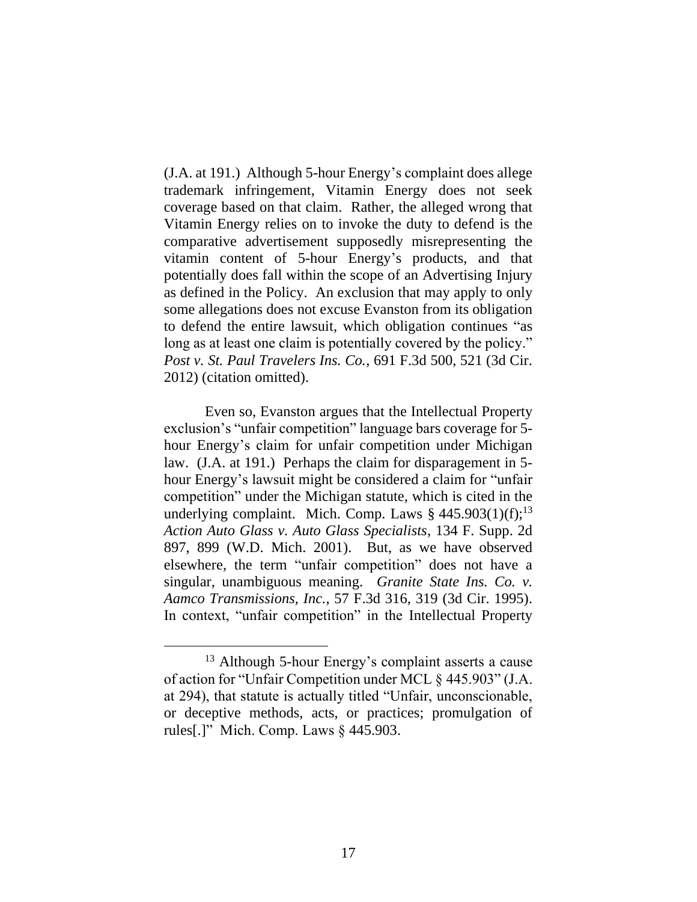(J.A. at 191.) Although 5-hour Energy's complaint does allege trademark infringement, Vitamin Energy does not seek coverage based on that claim. Rather, the alleged wrong that Vitamin Energy relies on to invoke the duty to defend is the comparative advertisement supposedly misrepresenting the vitamin content of 5-hour Energy's products, and that potentially does fall within the scope of an Advertising Injury as defined in the Policy. An exclusion that may apply to only some allegations does not excuse Evanston from its obligation to defend the entire lawsuit, which obligation continues "as long as at least one claim is potentially covered by the policy." *Post v. St. Paul Travelers Ins. Co.*, 691 F.3d 500, 521 (3d Cir. 2012) (citation omitted).

Even so, Evanston argues that the Intellectual Property exclusion's "unfair competition" language bars coverage for 5-hour Energy's claim for unfair competition under Michigan law. (J.A. at 191.) Perhaps the claim for disparagement in 5-hour Energy's lawsuit might be considered a claim for "unfair competition" under the Michigan statute, which is cited in the underlying complaint. Mich. Comp. Laws § 445.903(1)(f);[13] *Action Auto Glass v. Auto Glass Specialists*, 134 F. Supp. 2d 897, 899 (W.D. Mich. 2001). But, as we have observed elsewhere, the term "unfair competition" does not have a singular, unambiguous meaning. *Granite State Ins. Co. v. Aamco Transmissions, Inc.*, 57 F.3d 316, 319 (3d Cir. 1995). In context, "unfair competition" in the Intellectual Property

[13] Although 5-hour Energy's complaint asserts a cause of action for "Unfair Competition under MCL § 445.903" (J.A. at 294), that statute is actually titled "Unfair, unconscionable, or deceptive methods, acts, or practices; promulgation of rules[.]" Mich. Comp. Laws § 445.903.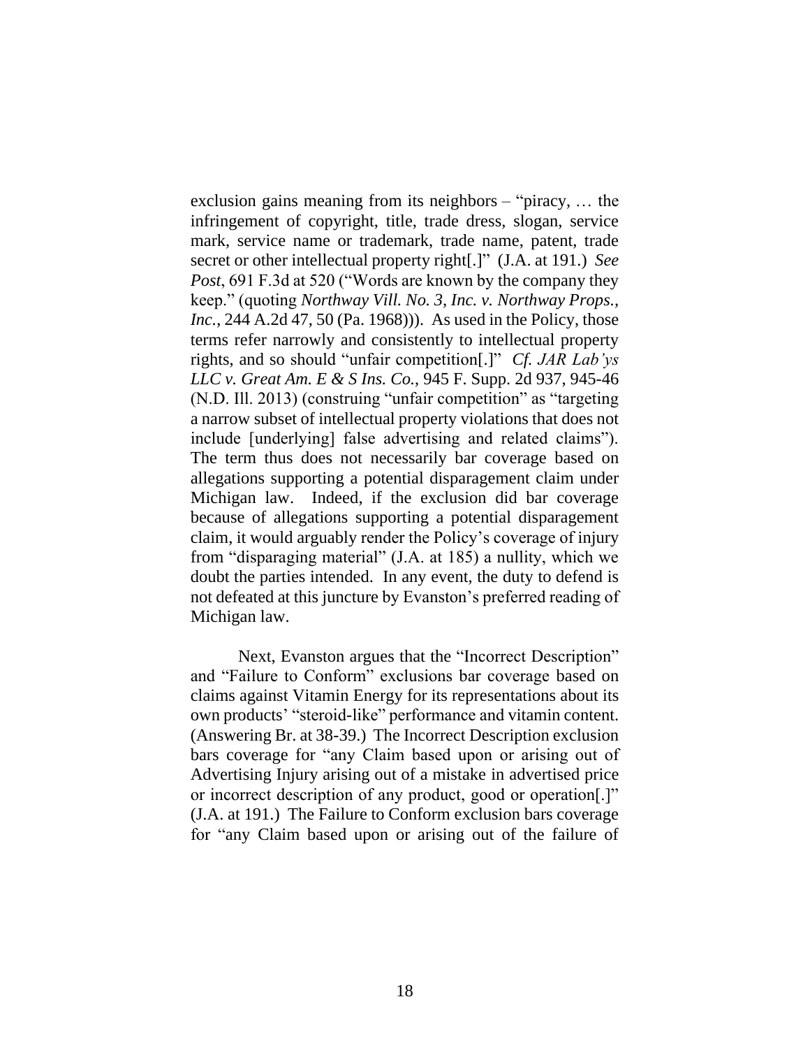exclusion gains meaning from its neighbors – "piracy, … the infringement of copyright, title, trade dress, slogan, service mark, service name or trademark, trade name, patent, trade secret or other intellectual property right[.]" (J.A. at 191.) *See Post*, 691 F.3d at 520 ("Words are known by the company they keep." (quoting *Northway Vill. No. 3, Inc. v. Northway Props., Inc.*, 244 A.2d 47, 50 (Pa. 1968))). As used in the Policy, those terms refer narrowly and consistently to intellectual property rights, and so should "unfair competition[.]" *Cf. JAR Lab'ys LLC v. Great Am. E & S Ins. Co.*, 945 F. Supp. 2d 937, 945-46 (N.D. Ill. 2013) (construing "unfair competition" as "targeting a narrow subset of intellectual property violations that does not include [underlying] false advertising and related claims"). The term thus does not necessarily bar coverage based on allegations supporting a potential disparagement claim under Michigan law. Indeed, if the exclusion did bar coverage because of allegations supporting a potential disparagement claim, it would arguably render the Policy's coverage of injury from "disparaging material" (J.A. at 185) a nullity, which we doubt the parties intended. In any event, the duty to defend is not defeated at this juncture by Evanston's preferred reading of Michigan law.

Next, Evanston argues that the "Incorrect Description" and "Failure to Conform" exclusions bar coverage based on claims against Vitamin Energy for its representations about its own products' "steroid-like" performance and vitamin content. (Answering Br. at 38-39.) The Incorrect Description exclusion bars coverage for "any Claim based upon or arising out of Advertising Injury arising out of a mistake in advertised price or incorrect description of any product, good or operation[.]" (J.A. at 191.) The Failure to Conform exclusion bars coverage for "any Claim based upon or arising out of the failure of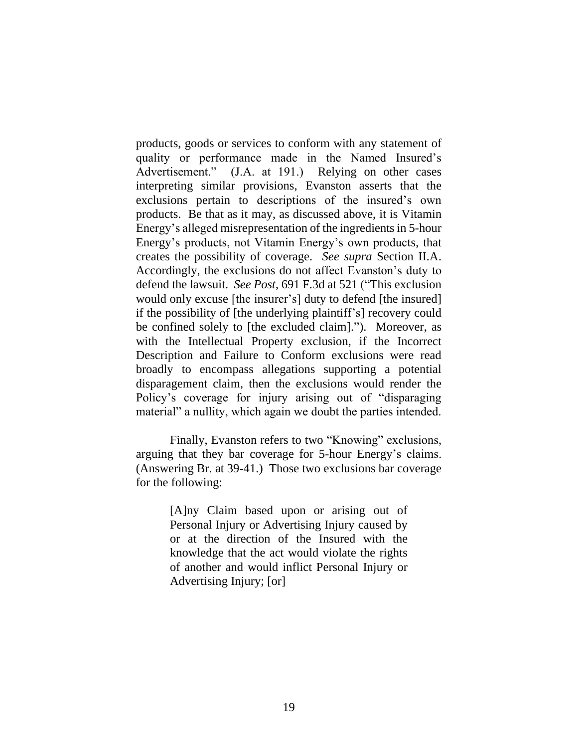products, goods or services to conform with any statement of quality or performance made in the Named Insured's Advertisement." (J.A. at 191.) Relying on other cases interpreting similar provisions, Evanston asserts that the exclusions pertain to descriptions of the insured's own products. Be that as it may, as discussed above, it is Vitamin Energy's alleged misrepresentation of the ingredients in 5-hour Energy's products, not Vitamin Energy's own products, that creates the possibility of coverage. *See supra* Section II.A. Accordingly, the exclusions do not affect Evanston's duty to defend the lawsuit. *See Post*, 691 F.3d at 521 ("This exclusion would only excuse [the insurer's] duty to defend [the insured] if the possibility of [the underlying plaintiff's] recovery could be confined solely to [the excluded claim]."). Moreover, as with the Intellectual Property exclusion, if the Incorrect Description and Failure to Conform exclusions were read broadly to encompass allegations supporting a potential disparagement claim, then the exclusions would render the Policy's coverage for injury arising out of "disparaging material" a nullity, which again we doubt the parties intended.

Finally, Evanston refers to two "Knowing" exclusions, arguing that they bar coverage for 5-hour Energy's claims. (Answering Br. at 39-41.) Those two exclusions bar coverage for the following:

> [A]ny Claim based upon or arising out of Personal Injury or Advertising Injury caused by or at the direction of the Insured with the knowledge that the act would violate the rights of another and would inflict Personal Injury or Advertising Injury; [or]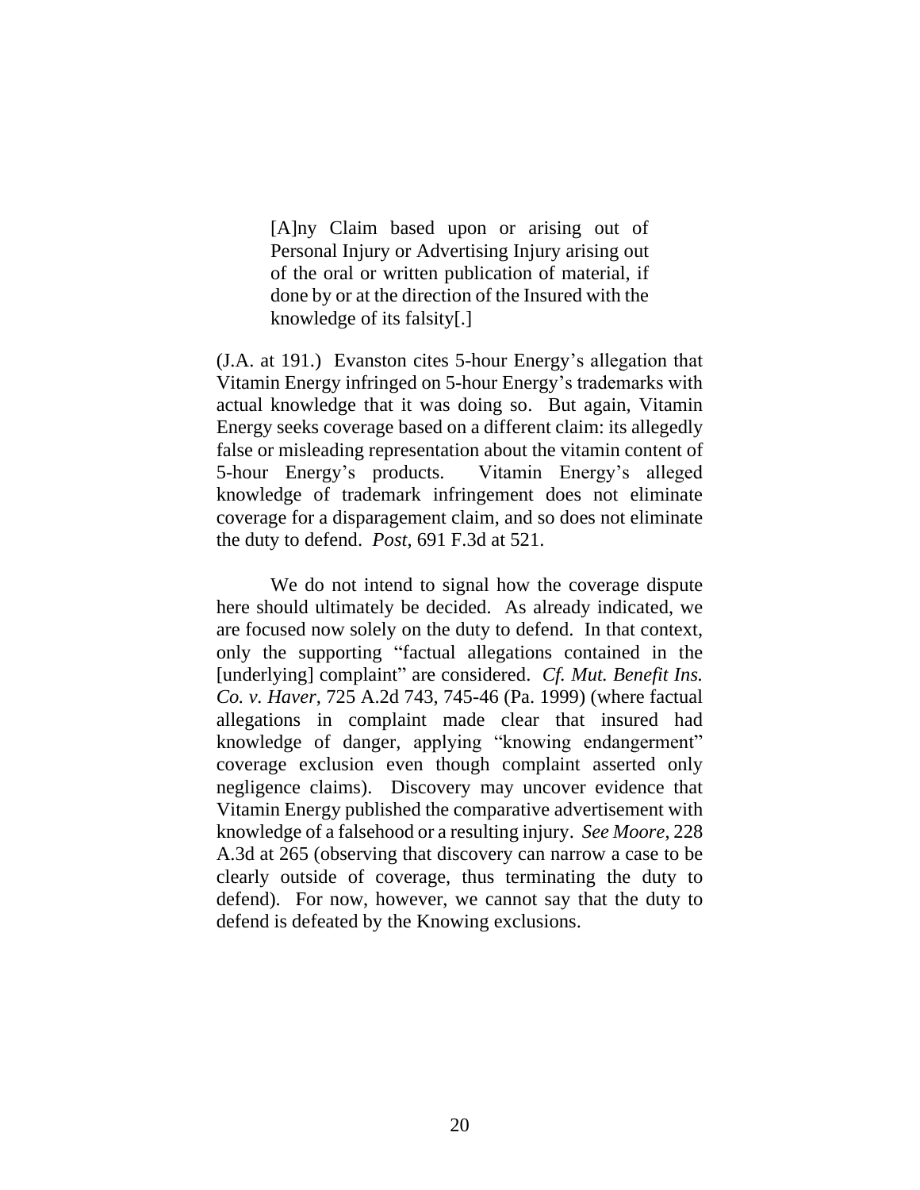> [A]ny Claim based upon or arising out of Personal Injury or Advertising Injury arising out of the oral or written publication of material, if done by or at the direction of the Insured with the knowledge of its falsity[.]

(J.A. at 191.) Evanston cites 5-hour Energy's allegation that Vitamin Energy infringed on 5-hour Energy's trademarks with actual knowledge that it was doing so. But again, Vitamin Energy seeks coverage based on a different claim: its allegedly false or misleading representation about the vitamin content of 5-hour Energy's products. Vitamin Energy's alleged knowledge of trademark infringement does not eliminate coverage for a disparagement claim, and so does not eliminate the duty to defend. *Post*, 691 F.3d at 521.

We do not intend to signal how the coverage dispute here should ultimately be decided. As already indicated, we are focused now solely on the duty to defend. In that context, only the supporting "factual allegations contained in the [underlying] complaint" are considered. *Cf. Mut. Benefit Ins. Co. v. Haver*, 725 A.2d 743, 745-46 (Pa. 1999) (where factual allegations in complaint made clear that insured had knowledge of danger, applying "knowing endangerment" coverage exclusion even though complaint asserted only negligence claims). Discovery may uncover evidence that Vitamin Energy published the comparative advertisement with knowledge of a falsehood or a resulting injury. *See Moore*, 228 A.3d at 265 (observing that discovery can narrow a case to be clearly outside of coverage, thus terminating the duty to defend). For now, however, we cannot say that the duty to defend is defeated by the Knowing exclusions.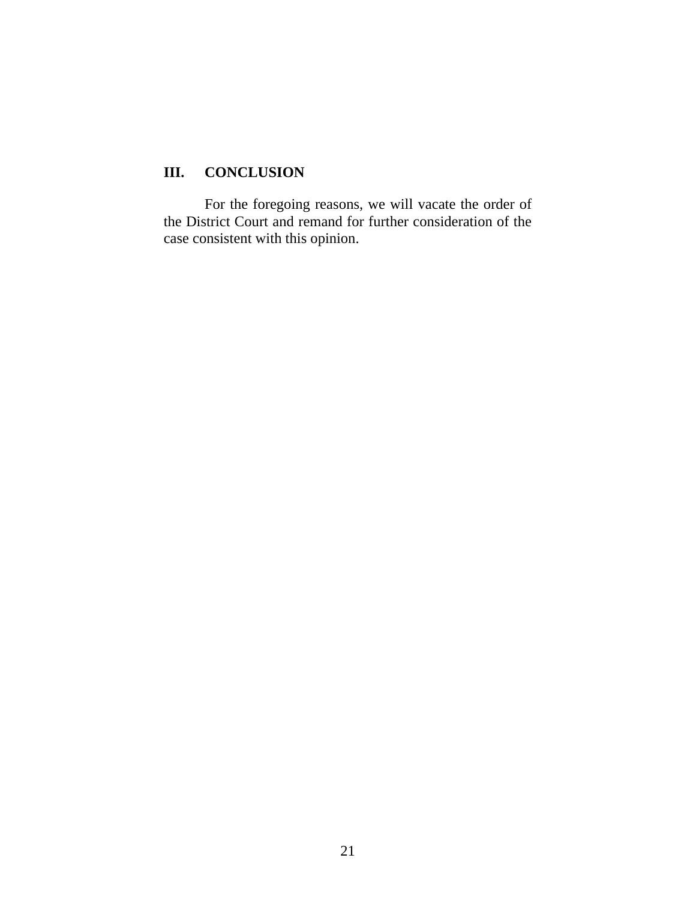## III. CONCLUSION

For the foregoing reasons, we will vacate the order of the District Court and remand for further consideration of the case consistent with this opinion.